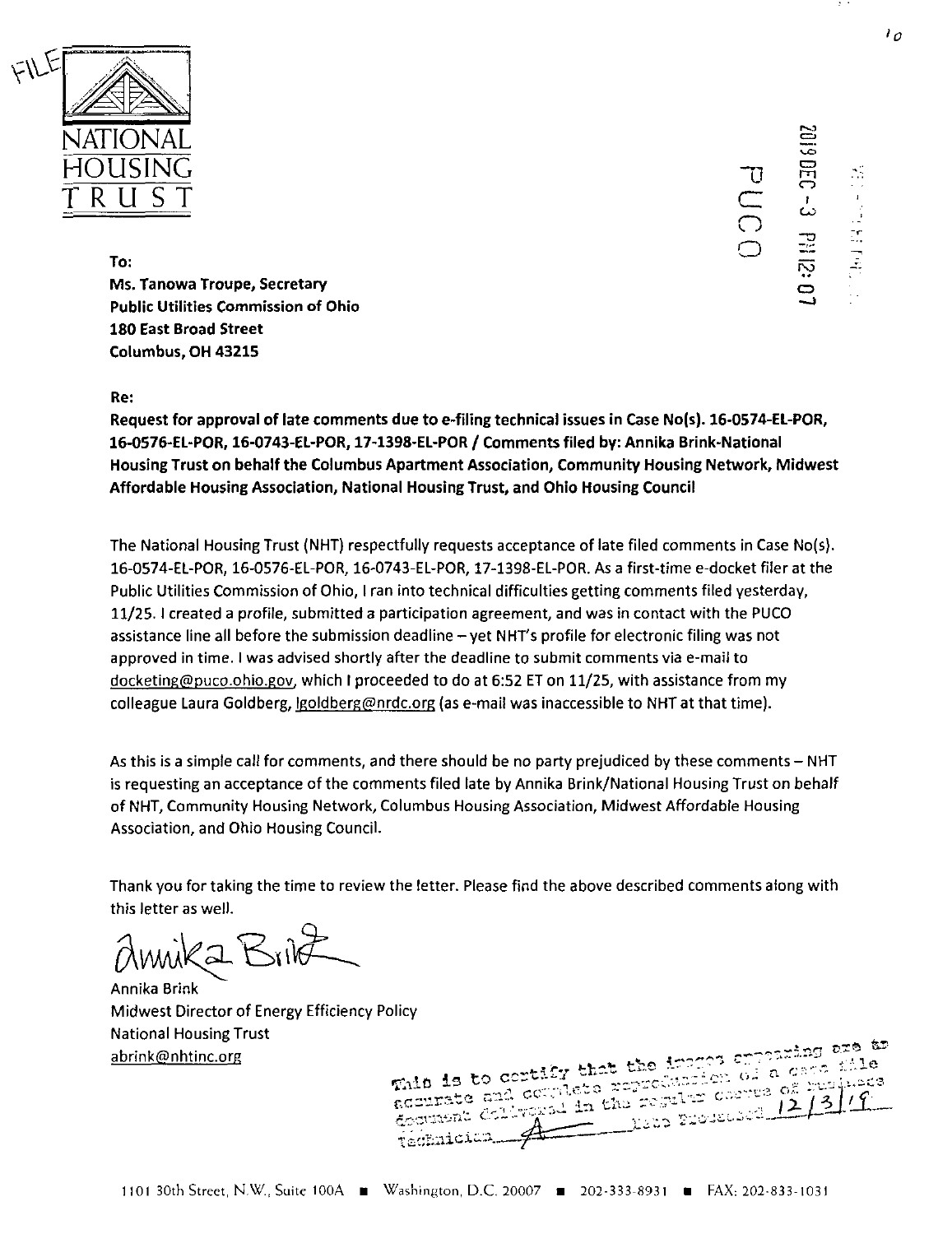NATIONAL HOUSING TRUST

**To:**
**Ms. Tanowa Troupe, Secretary**
**Public Utilities Commission of Ohio**
**180 East Broad Street**
**Columbus, OH 43215**

**Re:**
**Request for approval of late comments due to e-filing technical issues in Case No(s). 16-0574-EL-POR, 16-0576-EL-POR, 16-0743-EL-POR, 17-1398-EL-POR / Comments filed by: Annika Brink-National Housing Trust on behalf the Columbus Apartment Association, Community Housing Network, Midwest Affordable Housing Association, National Housing Trust, and Ohio Housing Council**

The National Housing Trust (NHT) respectfully requests acceptance of late filed comments in Case No(s). 16-0574-EL-POR, 16-0576-EL-POR, 16-0743-EL-POR, 17-1398-EL-POR. As a first-time e-docket filer at the Public Utilities Commission of Ohio, I ran into technical difficulties getting comments filed yesterday, 11/25. I created a profile, submitted a participation agreement, and was in contact with the PUCO assistance line all before the submission deadline – yet NHT's profile for electronic filing was not approved in time. I was advised shortly after the deadline to submit comments via e-mail to docketing@puco.ohio.gov, which I proceeded to do at 6:52 ET on 11/25, with assistance from my colleague Laura Goldberg, lgoldberg@nrdc.org (as e-mail was inaccessible to NHT at that time).

As this is a simple call for comments, and there should be no party prejudiced by these comments – NHT is requesting an acceptance of the comments filed late by Annika Brink/National Housing Trust on behalf of NHT, Community Housing Network, Columbus Housing Association, Midwest Affordable Housing Association, and Ohio Housing Council.

Thank you for taking the time to review the letter. Please find the above described comments along with this letter as well.

Annika Brink
Midwest Director of Energy Efficiency Policy
National Housing Trust
abrink@nhtinc.org

This is to certify that the images appearing are an accurate and complete reproduction of a case file document delivered in the regular course of business. Technician ___ Date Processed 12/3/19

1101 30th Street, N.W., Suite 100A ■ Washington, D.C. 20007 ■ 202-333-8931 ■ FAX: 202-833-1031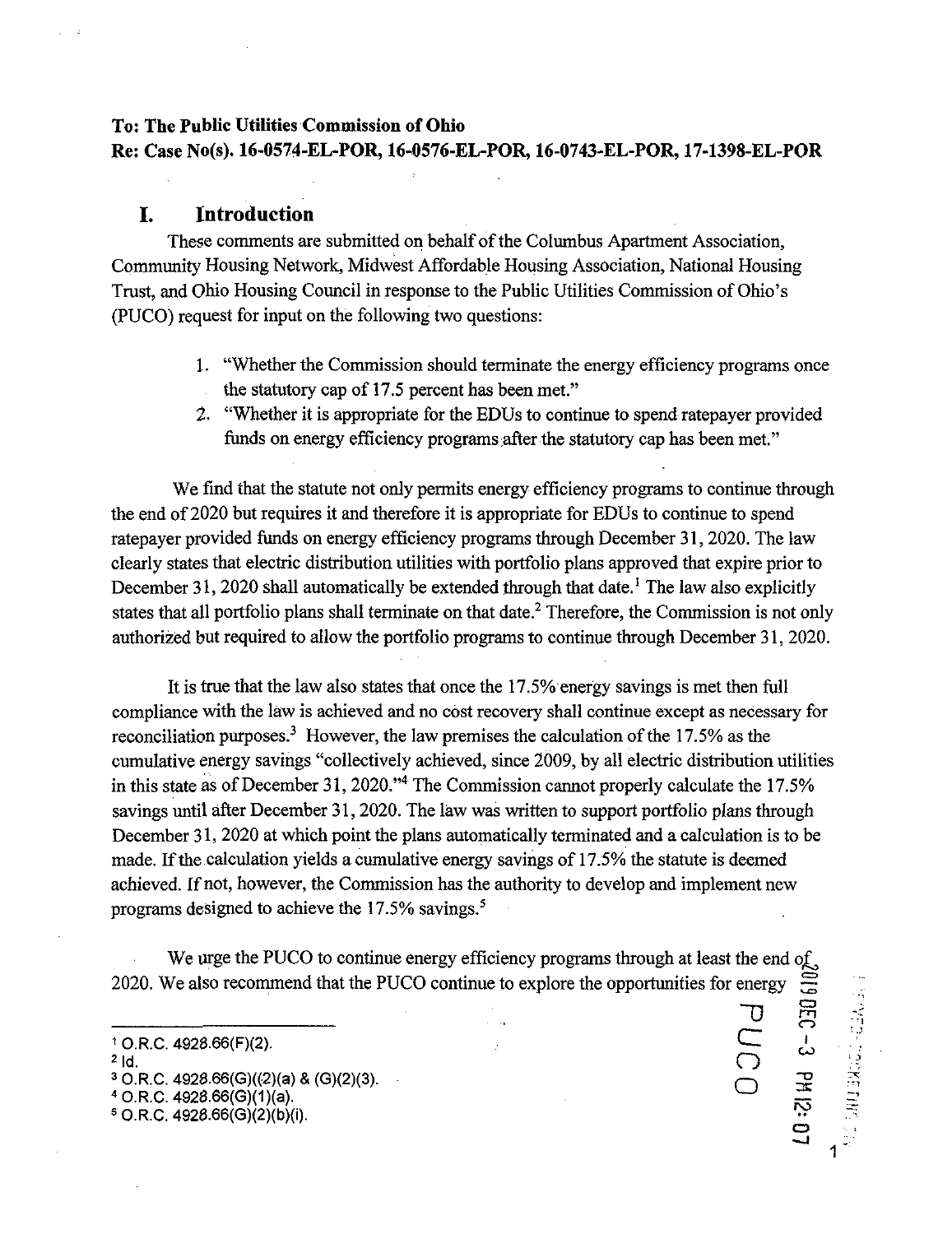**To: The Public Utilities Commission of Ohio**
**Re: Case No(s). 16-0574-EL-POR, 16-0576-EL-POR, 16-0743-EL-POR, 17-1398-EL-POR**

## I. Introduction

These comments are submitted on behalf of the Columbus Apartment Association, Community Housing Network, Midwest Affordable Housing Association, National Housing Trust, and Ohio Housing Council in response to the Public Utilities Commission of Ohio's (PUCO) request for input on the following two questions:

1. "Whether the Commission should terminate the energy efficiency programs once the statutory cap of 17.5 percent has been met."
2. "Whether it is appropriate for the EDUs to continue to spend ratepayer provided funds on energy efficiency programs after the statutory cap has been met."

We find that the statute not only permits energy efficiency programs to continue through the end of 2020 but requires it and therefore it is appropriate for EDUs to continue to spend ratepayer provided funds on energy efficiency programs through December 31, 2020. The law clearly states that electric distribution utilities with portfolio plans approved that expire prior to December 31, 2020 shall automatically be extended through that date.[1] The law also explicitly states that all portfolio plans shall terminate on that date.[2] Therefore, the Commission is not only authorized but required to allow the portfolio programs to continue through December 31, 2020.

It is true that the law also states that once the 17.5% energy savings is met then full compliance with the law is achieved and no cost recovery shall continue except as necessary for reconciliation purposes.[3] However, the law premises the calculation of the 17.5% as the cumulative energy savings "collectively achieved, since 2009, by all electric distribution utilities in this state as of December 31, 2020."[4] The Commission cannot properly calculate the 17.5% savings until after December 31, 2020. The law was written to support portfolio plans through December 31, 2020 at which point the plans automatically terminated and a calculation is to be made. If the calculation yields a cumulative energy savings of 17.5% the statute is deemed achieved. If not, however, the Commission has the authority to develop and implement new programs designed to achieve the 17.5% savings.[5]

We urge the PUCO to continue energy efficiency programs through at least the end of 2020. We also recommend that the PUCO continue to explore the opportunities for energy

---

[1] O.R.C. 4928.66(F)(2).
[2] Id.
[3] O.R.C. 4928.66(G)((2)(a) & (G)(2)(3).
[4] O.R.C. 4928.66(G)(1)(a).
[5] O.R.C. 4928.66(G)(2)(b)(i).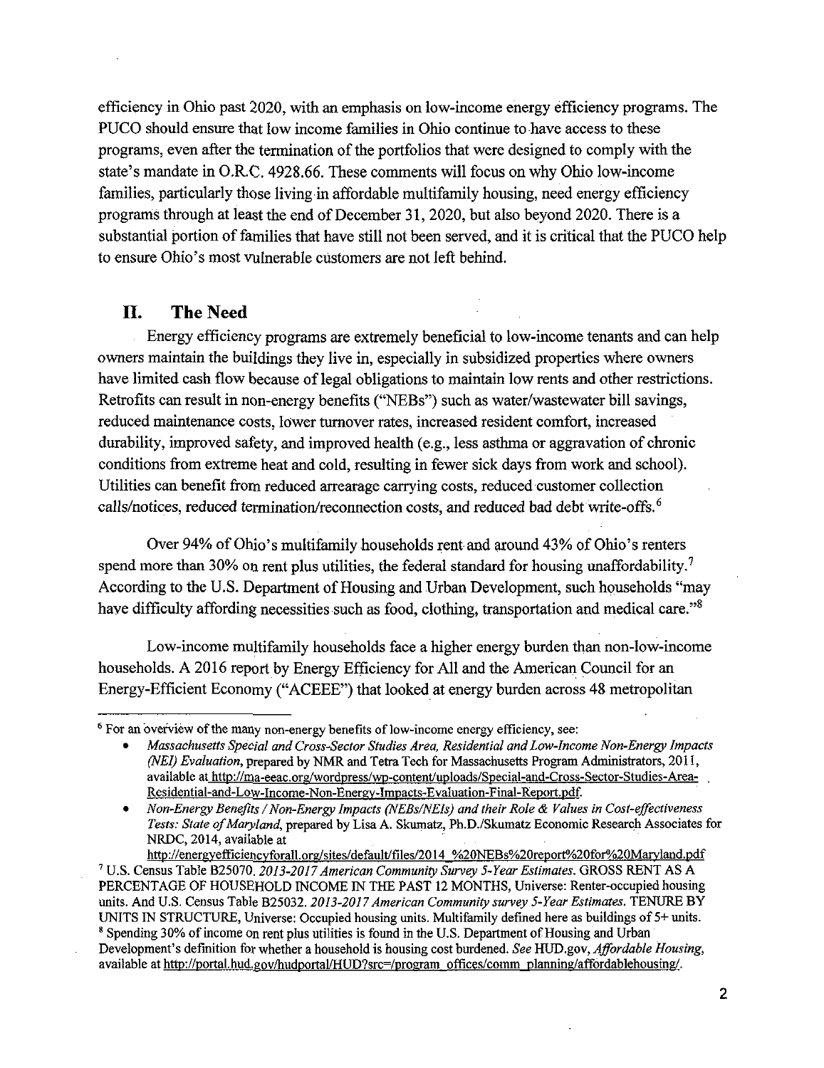efficiency in Ohio past 2020, with an emphasis on low-income energy efficiency programs. The PUCO should ensure that low income families in Ohio continue to have access to these programs, even after the termination of the portfolios that were designed to comply with the state's mandate in O.R.C. 4928.66. These comments will focus on why Ohio low-income families, particularly those living in affordable multifamily housing, need energy efficiency programs through at least the end of December 31, 2020, but also beyond 2020. There is a substantial portion of families that have still not been served, and it is critical that the PUCO help to ensure Ohio's most vulnerable customers are not left behind.

## II. The Need

Energy efficiency programs are extremely beneficial to low-income tenants and can help owners maintain the buildings they live in, especially in subsidized properties where owners have limited cash flow because of legal obligations to maintain low rents and other restrictions. Retrofits can result in non-energy benefits ("NEBs") such as water/wastewater bill savings, reduced maintenance costs, lower turnover rates, increased resident comfort, increased durability, improved safety, and improved health (e.g., less asthma or aggravation of chronic conditions from extreme heat and cold, resulting in fewer sick days from work and school). Utilities can benefit from reduced arrearage carrying costs, reduced customer collection calls/notices, reduced termination/reconnection costs, and reduced bad debt write-offs.[6]

Over 94% of Ohio's multifamily households rent and around 43% of Ohio's renters spend more than 30% on rent plus utilities, the federal standard for housing unaffordability.[7] According to the U.S. Department of Housing and Urban Development, such households "may have difficulty affording necessities such as food, clothing, transportation and medical care."[8]

Low-income multifamily households face a higher energy burden than non-low-income households. A 2016 report by Energy Efficiency for All and the American Council for an Energy-Efficient Economy ("ACEEE") that looked at energy burden across 48 metropolitan

---

[6] For an overview of the many non-energy benefits of low-income energy efficiency, see:

- *Massachusetts Special and Cross-Sector Studies Area, Residential and Low-Income Non-Energy Impacts (NEI) Evaluation*, prepared by NMR and Tetra Tech for Massachusetts Program Administrators, 2011, available at http://ma-eeac.org/wordpress/wp-content/uploads/Special-and-Cross-Sector-Studies-Area-Residential-and-Low-Income-Non-Energy-Impacts-Evaluation-Final-Report.pdf.
- *Non-Energy Benefits / Non-Energy Impacts (NEBs/NEIs) and their Role & Values in Cost-effectiveness Tests: State of Maryland*, prepared by Lisa A. Skumatz, Ph.D./Skumatz Economic Research Associates for NRDC, 2014, available at http://energyefficiencyforall.org/sites/default/files/2014_%20NEBs%20report%20for%20Maryland.pdf

[7] U.S. Census Table B25070. *2013-2017 American Community Survey 5-Year Estimates*. GROSS RENT AS A PERCENTAGE OF HOUSEHOLD INCOME IN THE PAST 12 MONTHS, Universe: Renter-occupied housing units. And U.S. Census Table B25032. *2013-2017 American Community survey 5-Year Estimates*. TENURE BY UNITS IN STRUCTURE, Universe: Occupied housing units. Multifamily defined here as buildings of 5+ units.

[8] Spending 30% of income on rent plus utilities is found in the U.S. Department of Housing and Urban Development's definition for whether a household is housing cost burdened. *See* HUD.gov, *Affordable Housing*, available at http://portal.hud.gov/hudportal/HUD?src=/program_offices/comm_planning/affordablehousing/.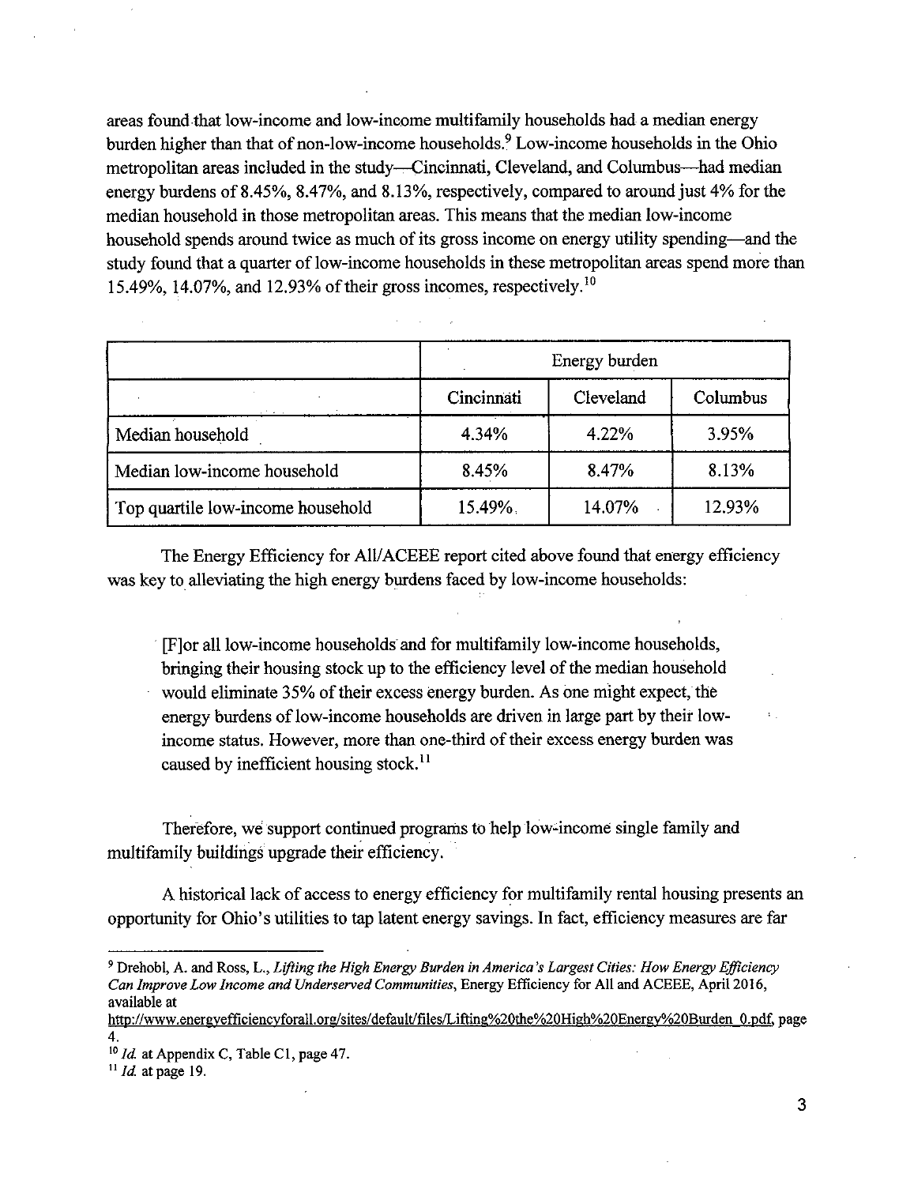areas found that low-income and low-income multifamily households had a median energy burden higher than that of non-low-income households.[9] Low-income households in the Ohio metropolitan areas included in the study—Cincinnati, Cleveland, and Columbus—had median energy burdens of 8.45%, 8.47%, and 8.13%, respectively, compared to around just 4% for the median household in those metropolitan areas. This means that the median low-income household spends around twice as much of its gross income on energy utility spending—and the study found that a quarter of low-income households in these metropolitan areas spend more than 15.49%, 14.07%, and 12.93% of their gross incomes, respectively.[10]

| | Energy burden | | |
|---|---|---|---|
| | Cincinnati | Cleveland | Columbus |
| Median household | 4.34% | 4.22% | 3.95% |
| Median low-income household | 8.45% | 8.47% | 8.13% |
| Top quartile low-income household | 15.49% | 14.07% | 12.93% |

The Energy Efficiency for All/ACEEE report cited above found that energy efficiency was key to alleviating the high energy burdens faced by low-income households:

> [F]or all low-income households and for multifamily low-income households, bringing their housing stock up to the efficiency level of the median household would eliminate 35% of their excess energy burden. As one might expect, the energy burdens of low-income households are driven in large part by their low-income status. However, more than one-third of their excess energy burden was caused by inefficient housing stock.[11]

Therefore, we support continued programs to help low-income single family and multifamily buildings upgrade their efficiency.

A historical lack of access to energy efficiency for multifamily rental housing presents an opportunity for Ohio's utilities to tap latent energy savings. In fact, efficiency measures are far

---

[9] Drehobl, A. and Ross, L., *Lifting the High Energy Burden in America's Largest Cities: How Energy Efficiency Can Improve Low Income and Underserved Communities*, Energy Efficiency for All and ACEEE, April 2016, available at http://www.energyefficiencyforall.org/sites/default/files/Lifting%20the%20High%20Energy%20Burden_0.pdf, page 4.

[10] *Id.* at Appendix C, Table C1, page 47.

[11] *Id.* at page 19.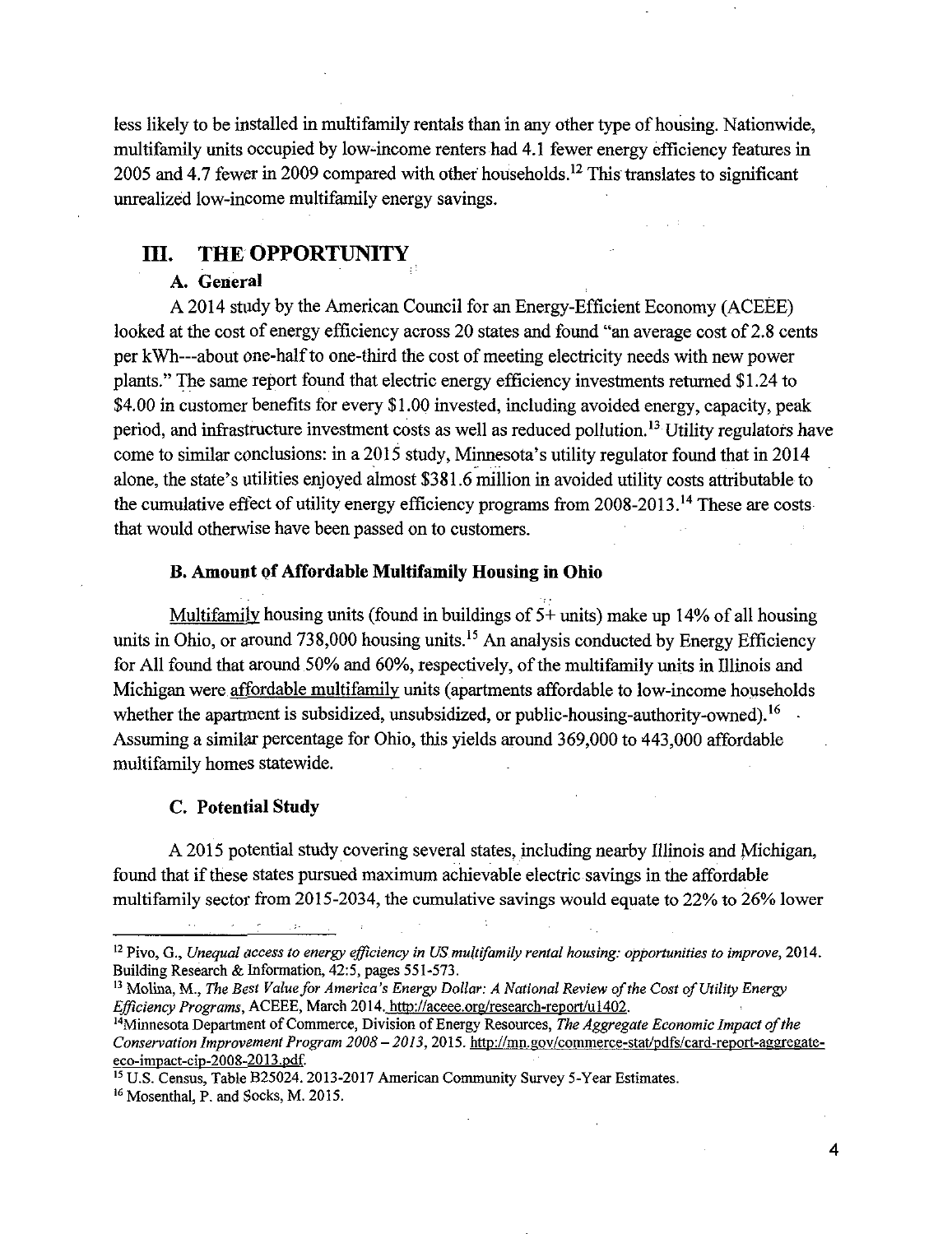less likely to be installed in multifamily rentals than in any other type of housing. Nationwide, multifamily units occupied by low-income renters had 4.1 fewer energy efficiency features in 2005 and 4.7 fewer in 2009 compared with other households.[12] This translates to significant unrealized low-income multifamily energy savings.

## III. THE OPPORTUNITY

### A. General

A 2014 study by the American Council for an Energy-Efficient Economy (ACEEE) looked at the cost of energy efficiency across 20 states and found "an average cost of 2.8 cents per kWh---about one-half to one-third the cost of meeting electricity needs with new power plants." The same report found that electric energy efficiency investments returned $1.24 to $4.00 in customer benefits for every $1.00 invested, including avoided energy, capacity, peak period, and infrastructure investment costs as well as reduced pollution.[13] Utility regulators have come to similar conclusions: in a 2015 study, Minnesota's utility regulator found that in 2014 alone, the state's utilities enjoyed almost $381.6 million in avoided utility costs attributable to the cumulative effect of utility energy efficiency programs from 2008-2013.[14] These are costs that would otherwise have been passed on to customers.

### B. Amount of Affordable Multifamily Housing in Ohio

Multifamily housing units (found in buildings of 5+ units) make up 14% of all housing units in Ohio, or around 738,000 housing units.[15] An analysis conducted by Energy Efficiency for All found that around 50% and 60%, respectively, of the multifamily units in Illinois and Michigan were affordable multifamily units (apartments affordable to low-income households whether the apartment is subsidized, unsubsidized, or public-housing-authority-owned).[16] Assuming a similar percentage for Ohio, this yields around 369,000 to 443,000 affordable multifamily homes statewide.

### C. Potential Study

A 2015 potential study covering several states, including nearby Illinois and Michigan, found that if these states pursued maximum achievable electric savings in the affordable multifamily sector from 2015-2034, the cumulative savings would equate to 22% to 26% lower

---

[12] Pivo, G., *Unequal access to energy efficiency in US multifamily rental housing: opportunities to improve*, 2014. Building Research & Information, 42:5, pages 551-573.

[13] Molina, M., *The Best Value for America's Energy Dollar: A National Review of the Cost of Utility Energy Efficiency Programs*, ACEEE, March 2014. http://aceee.org/research-report/u1402.

[14] Minnesota Department of Commerce, Division of Energy Resources, *The Aggregate Economic Impact of the Conservation Improvement Program 2008 – 2013*, 2015. http://mn.gov/commerce-stat/pdfs/card-report-aggregate-eco-impact-cip-2008-2013.pdf.

[15] U.S. Census, Table B25024. 2013-2017 American Community Survey 5-Year Estimates.

[16] Mosenthal, P. and Socks, M. 2015.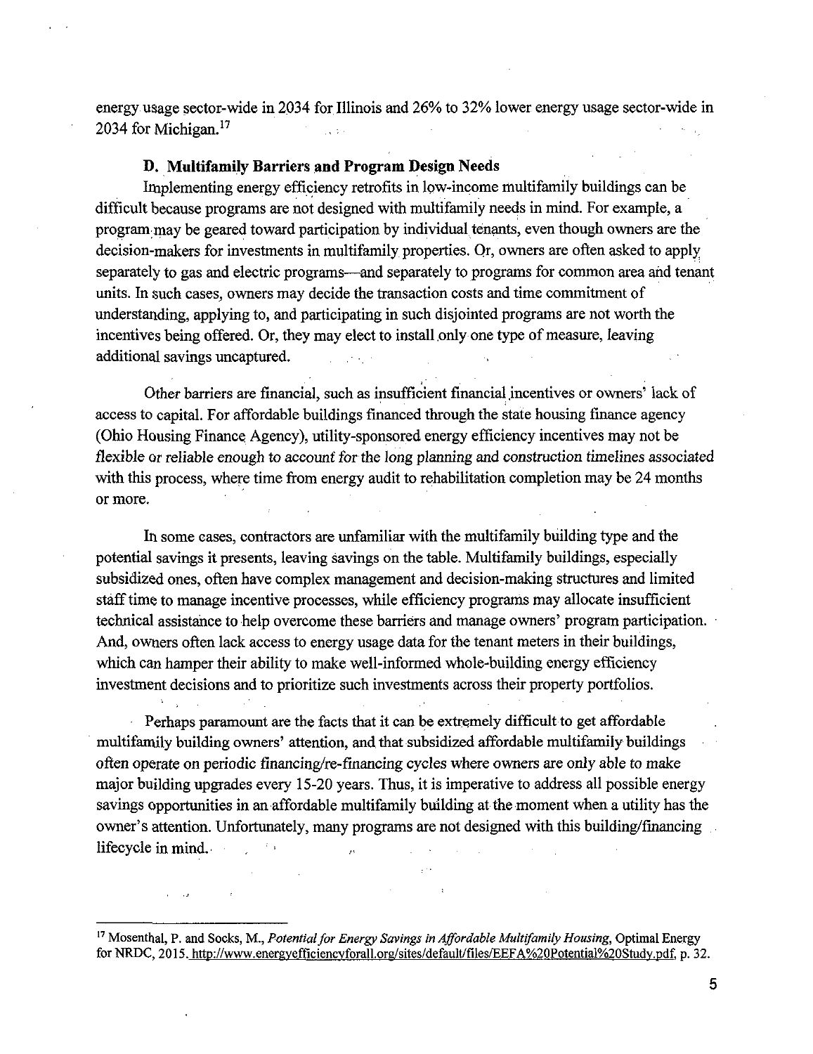energy usage sector-wide in 2034 for Illinois and 26% to 32% lower energy usage sector-wide in 2034 for Michigan.[17]

### D. Multifamily Barriers and Program Design Needs

Implementing energy efficiency retrofits in low-income multifamily buildings can be difficult because programs are not designed with multifamily needs in mind. For example, a program may be geared toward participation by individual tenants, even though owners are the decision-makers for investments in multifamily properties. Or, owners are often asked to apply separately to gas and electric programs—and separately to programs for common area and tenant units. In such cases, owners may decide the transaction costs and time commitment of understanding, applying to, and participating in such disjointed programs are not worth the incentives being offered. Or, they may elect to install only one type of measure, leaving additional savings uncaptured.

Other barriers are financial, such as insufficient financial incentives or owners' lack of access to capital. For affordable buildings financed through the state housing finance agency (Ohio Housing Finance Agency), utility-sponsored energy efficiency incentives may not be flexible or reliable enough to account for the long planning and construction timelines associated with this process, where time from energy audit to rehabilitation completion may be 24 months or more.

In some cases, contractors are unfamiliar with the multifamily building type and the potential savings it presents, leaving savings on the table. Multifamily buildings, especially subsidized ones, often have complex management and decision-making structures and limited staff time to manage incentive processes, while efficiency programs may allocate insufficient technical assistance to help overcome these barriers and manage owners' program participation. And, owners often lack access to energy usage data for the tenant meters in their buildings, which can hamper their ability to make well-informed whole-building energy efficiency investment decisions and to prioritize such investments across their property portfolios.

Perhaps paramount are the facts that it can be extremely difficult to get affordable multifamily building owners' attention, and that subsidized affordable multifamily buildings often operate on periodic financing/re-financing cycles where owners are only able to make major building upgrades every 15-20 years. Thus, it is imperative to address all possible energy savings opportunities in an affordable multifamily building at the moment when a utility has the owner's attention. Unfortunately, many programs are not designed with this building/financing lifecycle in mind.

---

[17] Mosenthal, P. and Socks, M., *Potential for Energy Savings in Affordable Multifamily Housing*, Optimal Energy for NRDC, 2015. http://www.energyefficiencyforall.org/sites/default/files/EEFA%20Potential%20Study.pdf, p. 32.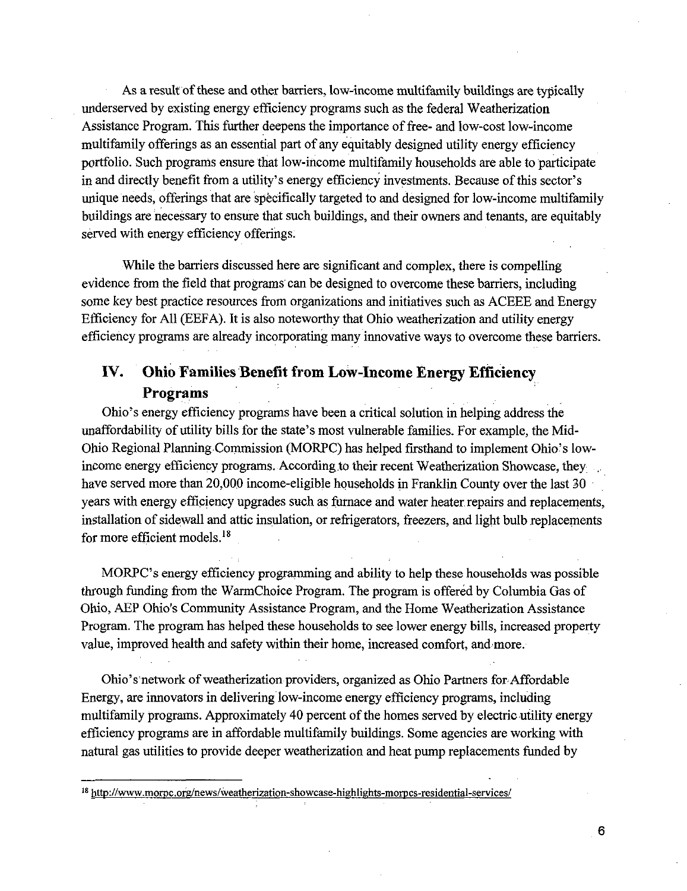As a result of these and other barriers, low-income multifamily buildings are typically underserved by existing energy efficiency programs such as the federal Weatherization Assistance Program. This further deepens the importance of free- and low-cost low-income multifamily offerings as an essential part of any equitably designed utility energy efficiency portfolio. Such programs ensure that low-income multifamily households are able to participate in and directly benefit from a utility's energy efficiency investments. Because of this sector's unique needs, offerings that are specifically targeted to and designed for low-income multifamily buildings are necessary to ensure that such buildings, and their owners and tenants, are equitably served with energy efficiency offerings.

While the barriers discussed here are significant and complex, there is compelling evidence from the field that programs can be designed to overcome these barriers, including some key best practice resources from organizations and initiatives such as ACEEE and Energy Efficiency for All (EEFA). It is also noteworthy that Ohio weatherization and utility energy efficiency programs are already incorporating many innovative ways to overcome these barriers.

## IV. Ohio Families Benefit from Low-Income Energy Efficiency Programs

Ohio's energy efficiency programs have been a critical solution in helping address the unaffordability of utility bills for the state's most vulnerable families. For example, the Mid-Ohio Regional Planning Commission (MORPC) has helped firsthand to implement Ohio's low-income energy efficiency programs. According to their recent Weatherization Showcase, they have served more than 20,000 income-eligible households in Franklin County over the last 30 years with energy efficiency upgrades such as furnace and water heater repairs and replacements, installation of sidewall and attic insulation, or refrigerators, freezers, and light bulb replacements for more efficient models.[18]

MORPC's energy efficiency programming and ability to help these households was possible through funding from the WarmChoice Program. The program is offered by Columbia Gas of Ohio, AEP Ohio's Community Assistance Program, and the Home Weatherization Assistance Program. The program has helped these households to see lower energy bills, increased property value, improved health and safety within their home, increased comfort, and more.

Ohio's network of weatherization providers, organized as Ohio Partners for Affordable Energy, are innovators in delivering low-income energy efficiency programs, including multifamily programs. Approximately 40 percent of the homes served by electric utility energy efficiency programs are in affordable multifamily buildings. Some agencies are working with natural gas utilities to provide deeper weatherization and heat pump replacements funded by

---

[18] http://www.morpc.org/news/weatherization-showcase-highlights-morpcs-residential-services/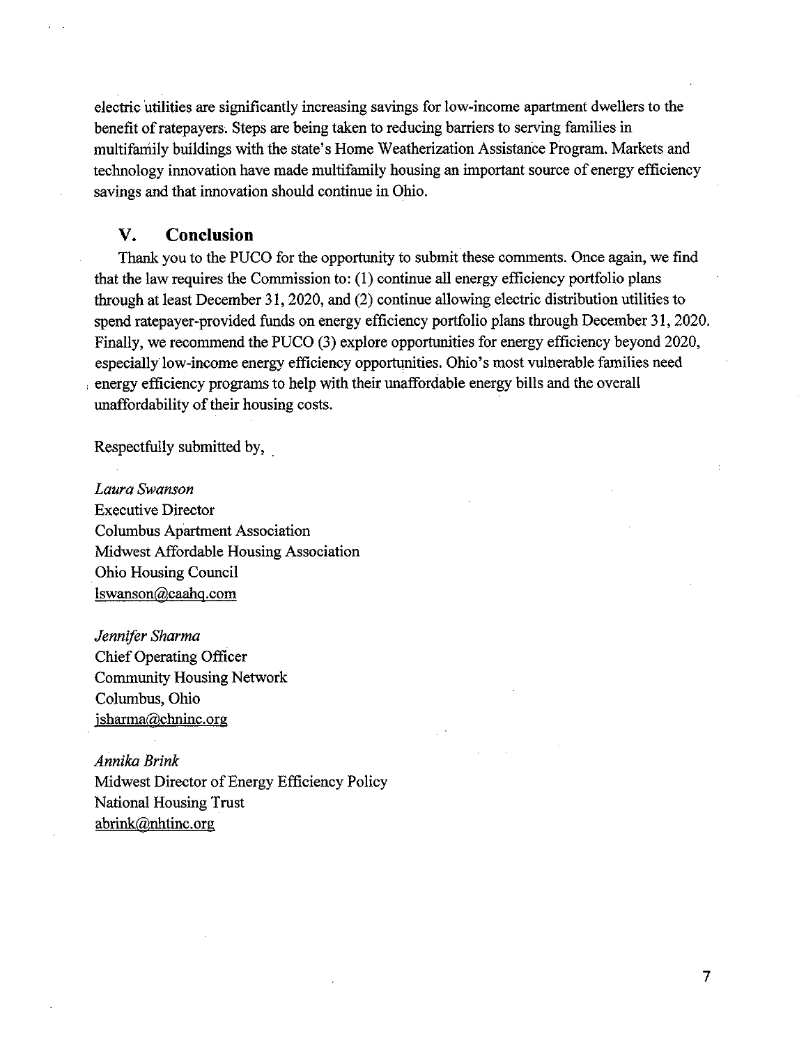electric utilities are significantly increasing savings for low-income apartment dwellers to the benefit of ratepayers. Steps are being taken to reducing barriers to serving families in multifamily buildings with the state's Home Weatherization Assistance Program. Markets and technology innovation have made multifamily housing an important source of energy efficiency savings and that innovation should continue in Ohio.

## V. Conclusion

Thank you to the PUCO for the opportunity to submit these comments. Once again, we find that the law requires the Commission to: (1) continue all energy efficiency portfolio plans through at least December 31, 2020, and (2) continue allowing electric distribution utilities to spend ratepayer-provided funds on energy efficiency portfolio plans through December 31, 2020. Finally, we recommend the PUCO (3) explore opportunities for energy efficiency beyond 2020, especially low-income energy efficiency opportunities. Ohio's most vulnerable families need energy efficiency programs to help with their unaffordable energy bills and the overall unaffordability of their housing costs.

Respectfully submitted by,

*Laura Swanson*
Executive Director
Columbus Apartment Association
Midwest Affordable Housing Association
Ohio Housing Council
lswanson@caahq.com

*Jennifer Sharma*
Chief Operating Officer
Community Housing Network
Columbus, Ohio
jsharma@chninc.org

*Annika Brink*
Midwest Director of Energy Efficiency Policy
National Housing Trust
abrink@nhtinc.org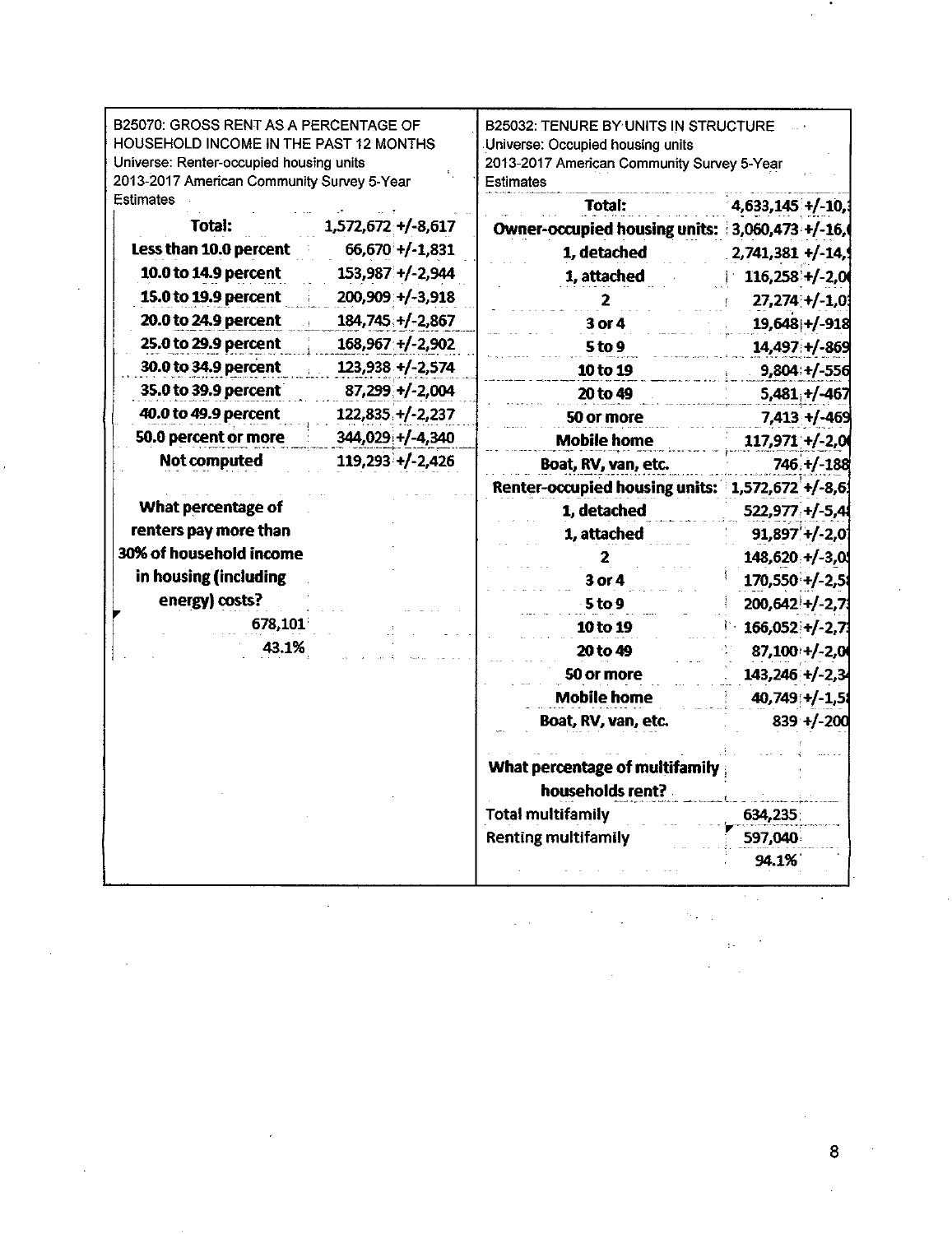B25070: GROSS RENT AS A PERCENTAGE OF HOUSEHOLD INCOME IN THE PAST 12 MONTHS
Universe: Renter-occupied housing units
2013-2017 American Community Survey 5-Year Estimates

| | | |
|---|---|---|
| **Total:** | 1,572,672 | +/-8,617 |
| **Less than 10.0 percent** | 66,670 | +/-1,831 |
| **10.0 to 14.9 percent** | 153,987 | +/-2,944 |
| **15.0 to 19.9 percent** | 200,909 | +/-3,918 |
| **20.0 to 24.9 percent** | 184,745 | +/-2,867 |
| **25.0 to 29.9 percent** | 168,967 | +/-2,902 |
| **30.0 to 34.9 percent** | 123,938 | +/-2,574 |
| **35.0 to 39.9 percent** | 87,299 | +/-2,004 |
| **40.0 to 49.9 percent** | 122,835 | +/-2,237 |
| **50.0 percent or more** | 344,029 | +/-4,340 |
| **Not computed** | 119,293 | +/-2,426 |

**What percentage of renters pay more than 30% of household income in housing (including energy) costs?**

678,101

43.1%

B25032: TENURE BY UNITS IN STRUCTURE
Universe: Occupied housing units
2013-2017 American Community Survey 5-Year Estimates

| | | |
|---|---|---|
| **Total:** | 4,633,145 | +/-10, |
| **Owner-occupied housing units:** | 3,060,473 | +/-16, |
| **1, detached** | 2,741,381 | +/-14, |
| **1, attached** | 116,258 | +/-2,0 |
| **2** | 27,274 | +/-1,0 |
| **3 or 4** | 19,648 | +/-918 |
| **5 to 9** | 14,497 | +/-869 |
| **10 to 19** | 9,804 | +/-556 |
| **20 to 49** | 5,481 | +/-467 |
| **50 or more** | 7,413 | +/-469 |
| **Mobile home** | 117,971 | +/-2,0 |
| **Boat, RV, van, etc.** | 746 | +/-188 |
| **Renter-occupied housing units:** | 1,572,672 | +/-8,6 |
| **1, detached** | 522,977 | +/-5,4 |
| **1, attached** | 91,897 | +/-2,0 |
| **2** | 148,620 | +/-3,0 |
| **3 or 4** | 170,550 | +/-2,5 |
| **5 to 9** | 200,642 | +/-2,7 |
| **10 to 19** | 166,052 | +/-2,7 |
| **20 to 49** | 87,100 | +/-2,0 |
| **50 or more** | 143,246 | +/-2,3 |
| **Mobile home** | 40,749 | +/-1,5 |
| **Boat, RV, van, etc.** | 839 | +/-200 |

**What percentage of multifamily households rent?**

| | |
|---|---|
| Total multifamily | 634,235 |
| Renting multifamily | 597,040 |
| | 94.1% |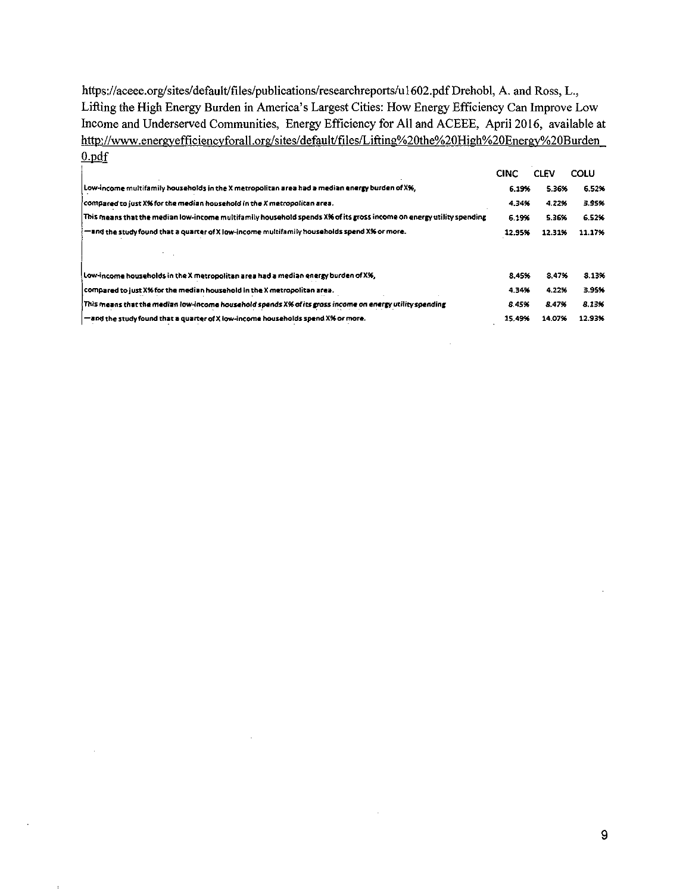https://aceee.org/sites/default/files/publications/researchreports/u1602.pdf Drehobl, A. and Ross, L., Lifting the High Energy Burden in America's Largest Cities: How Energy Efficiency Can Improve Low Income and Underserved Communities, Energy Efficiency for All and ACEEE, April 2016, available at http://www.energyefficiencyforall.org/sites/default/files/Lifting%20the%20High%20Energy%20Burden_0.pdf

| | CINC | CLEV | COLU |
|---|---|---|---|
| Low-income multifamily households in the X metropolitan area had a median energy burden of X%, | 6.19% | 5.36% | 6.52% |
| compared to just X% for the median household in the X metropolitan area. | 4.34% | 4.22% | 3.95% |
| This means that the median low-income multifamily household spends X% of its gross income on energy utility spending | 6.19% | 5.36% | 6.52% |
| —and the study found that a quarter of X low-income multifamily households spend X% or more. | 12.95% | 12.31% | 11.17% |
| | | | |
| Low-income households in the X metropolitan area had a median energy burden of X%, | 8.45% | 8.47% | 8.13% |
| compared to just X% for the median household in the X metropolitan area. | 4.34% | 4.22% | 3.95% |
| This means that the median low-income household spends X% of its gross income on energy utility spending | 8.45% | 8.47% | 8.13% |
| —and the study found that a quarter of X low-income households spend X% or more. | 15.49% | 14.07% | 12.93% |